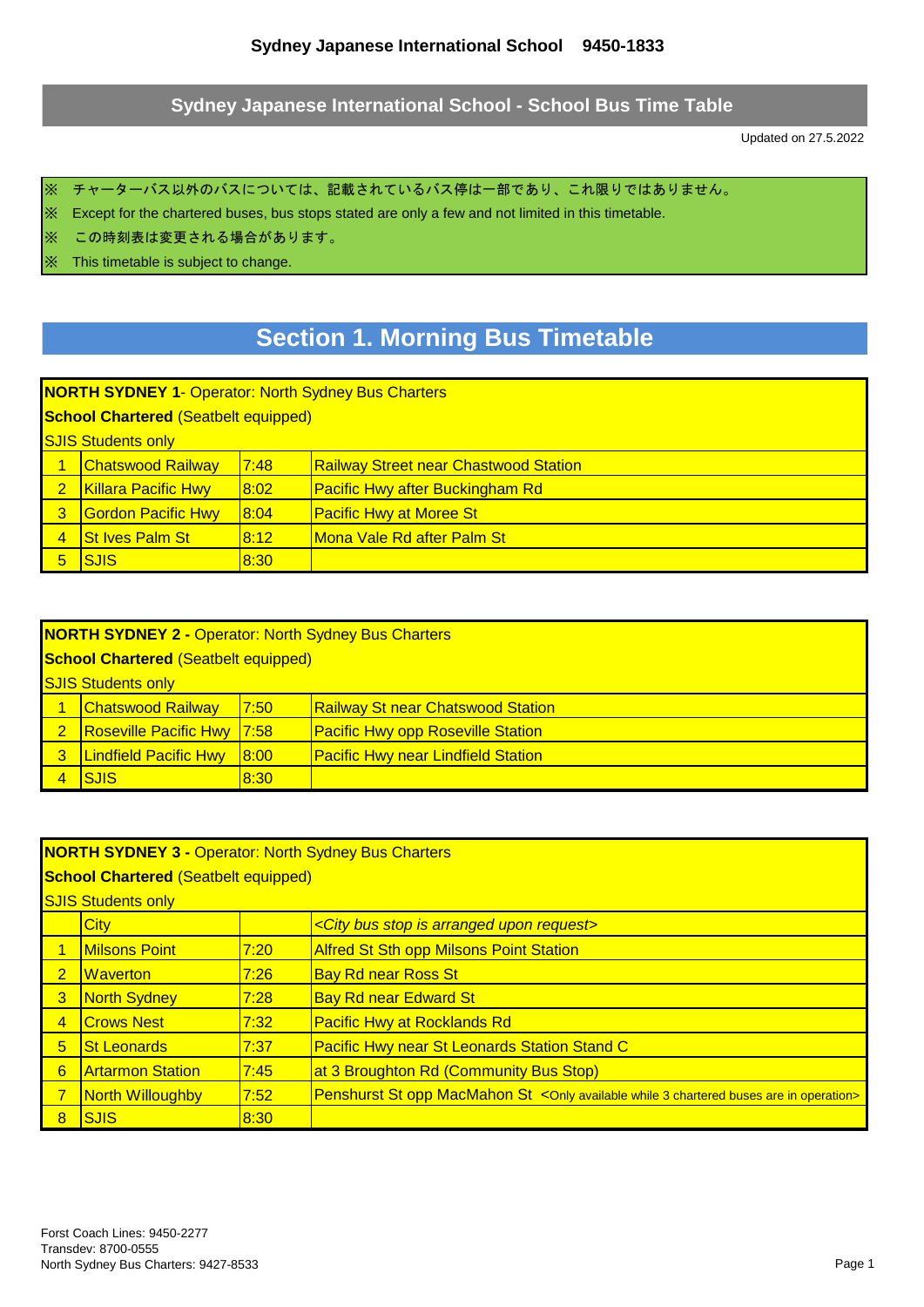**Sydney Japanese International School 9450-1833**

## Sydney Japanese International School - School Bus Time Table

Updated on 27.5.2022

※ チャーターバス以外のバスについては、記載されているバス停は一部であり、これ限りではありません。

※ Except for the chartered buses, bus stops stated are only a few and not limited in this timetable.

※ この時刻表は変更される場合があります。

※ This timetable is subject to change.

# Section 1. Morning Bus Timetable

**NORTH SYDNEY 1**- Operator: North Sydney Bus Charters

**School Chartered** (Seatbelt equipped)

SJIS Students only

| | | | |
|---|---|---|---|
| 1 | Chatswood Railway | 7:48 | Railway Street near Chastwood Station |
| 2 | Killara Pacific Hwy | 8:02 | Pacific Hwy after Buckingham Rd |
| 3 | Gordon Pacific Hwy | 8:04 | Pacific Hwy at Moree St |
| 4 | St Ives Palm St | 8:12 | Mona Vale Rd after Palm St |
| 5 | SJIS | 8:30 | |

**NORTH SYDNEY 2 -** Operator: North Sydney Bus Charters

**School Chartered** (Seatbelt equipped)

SJIS Students only

| | | | |
|---|---|---|---|
| 1 | Chatswood Railway | 7:50 | Railway St near Chatswood Station |
| 2 | Roseville Pacific Hwy | 7:58 | Pacific Hwy opp Roseville Station |
| 3 | Lindfield Pacific Hwy | 8:00 | Pacific Hwy near Lindfield Station |
| 4 | SJIS | 8:30 | |

**NORTH SYDNEY 3 -** Operator: North Sydney Bus Charters

**School Chartered** (Seatbelt equipped)

SJIS Students only

| | | | |
|---|---|---|---|
| | City | | *<City bus stop is arranged upon request>* |
| 1 | Milsons Point | 7:20 | Alfred St Sth opp Milsons Point Station |
| 2 | Waverton | 7:26 | Bay Rd near Ross St |
| 3 | North Sydney | 7:28 | Bay Rd near Edward St |
| 4 | Crows Nest | 7:32 | Pacific Hwy at Rocklands Rd |
| 5 | St Leonards | 7:37 | Pacific Hwy near St Leonards Station Stand C |
| 6 | Artarmon Station | 7:45 | at 3 Broughton Rd (Community Bus Stop) |
| 7 | North Willoughby | 7:52 | Penshurst St opp MacMahon St <Only available while 3 chartered buses are in operation> |
| 8 | SJIS | 8:30 | |

Forst Coach Lines: 9450-2277
Transdev: 8700-0555
North Sydney Bus Charters: 9427-8533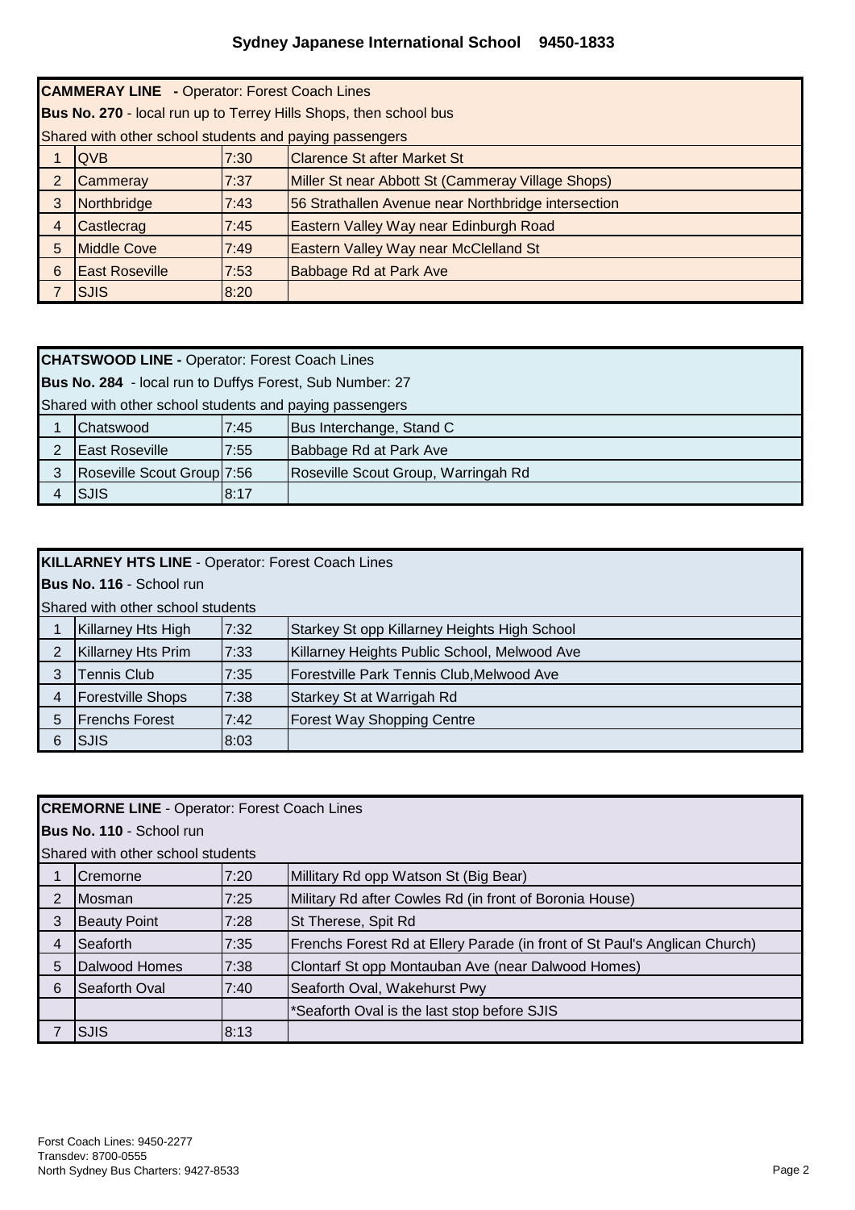## Sydney Japanese International School 9450-1833

| **CAMMERAY LINE - Operator: Forest Coach Lines** | | | |
|---|---|---|---|
| **Bus No. 270** - local run up to Terrey Hills Shops, then school bus | | | |
| Shared with other school students and paying passengers | | | |
| 1 | QVB | 7:30 | Clarence St after Market St |
| 2 | Cammeray | 7:37 | Miller St near Abbott St (Cammeray Village Shops) |
| 3 | Northbridge | 7:43 | 56 Strathallen Avenue near Northbridge intersection |
| 4 | Castlecrag | 7:45 | Eastern Valley Way near Edinburgh Road |
| 5 | Middle Cove | 7:49 | Eastern Valley Way near McClelland St |
| 6 | East Roseville | 7:53 | Babbage Rd at Park Ave |
| 7 | SJIS | 8:20 | |

| **CHATSWOOD LINE - Operator: Forest Coach Lines** | | | |
|---|---|---|---|
| **Bus No. 284** - local run to Duffys Forest, Sub Number: 27 | | | |
| Shared with other school students and paying passengers | | | |
| 1 | Chatswood | 7:45 | Bus Interchange, Stand C |
| 2 | East Roseville | 7:55 | Babbage Rd at Park Ave |
| 3 | Roseville Scout Group | 7:56 | Roseville Scout Group, Warringah Rd |
| 4 | SJIS | 8:17 | |

| **KILLARNEY HTS LINE** - Operator: Forest Coach Lines | | | |
|---|---|---|---|
| **Bus No. 116** - School run | | | |
| Shared with other school students | | | |
| 1 | Killarney Hts High | 7:32 | Starkey St opp Killarney Heights High School |
| 2 | Killarney Hts Prim | 7:33 | Killarney Heights Public School, Melwood Ave |
| 3 | Tennis Club | 7:35 | Forestville Park Tennis Club,Melwood Ave |
| 4 | Forestville Shops | 7:38 | Starkey St at Warrigah Rd |
| 5 | Frenchs Forest | 7:42 | Forest Way Shopping Centre |
| 6 | SJIS | 8:03 | |

| **CREMORNE LINE** - Operator: Forest Coach Lines | | | |
|---|---|---|---|
| **Bus No. 110** - School run | | | |
| Shared with other school students | | | |
| 1 | Cremorne | 7:20 | Millitary Rd opp Watson St (Big Bear) |
| 2 | Mosman | 7:25 | Military Rd after Cowles Rd (in front of Boronia House) |
| 3 | Beauty Point | 7:28 | St Therese, Spit Rd |
| 4 | Seaforth | 7:35 | Frenchs Forest Rd at Ellery Parade (in front of St Paul's Anglican Church) |
| 5 | Dalwood Homes | 7:38 | Clontarf St opp Montauban Ave (near Dalwood Homes) |
| 6 | Seaforth Oval | 7:40 | Seaforth Oval, Wakehurst Pwy |
| | | | *Seaforth Oval is the last stop before SJIS |
| 7 | SJIS | 8:13 | |

Forst Coach Lines: 9450-2277
Transdev: 8700-0555
North Sydney Bus Charters: 9427-8533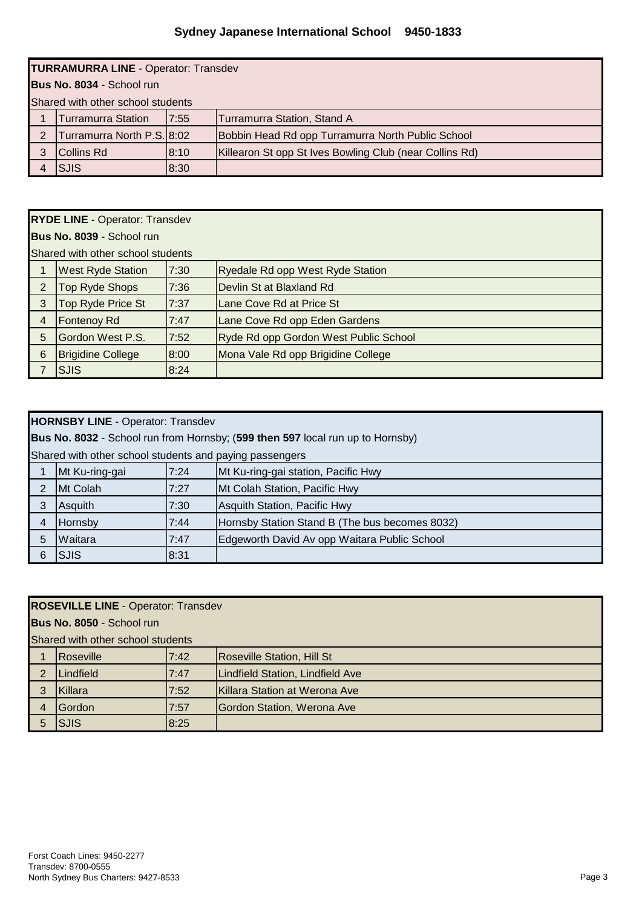## Sydney Japanese International School 9450-1833

**TURRAMURRA LINE** - Operator: Transdev

**Bus No. 8034** - School run

Shared with other school students

| | | | |
|---|---|---|---|
| 1 | Turramurra Station | 7:55 | Turramurra Station, Stand A |
| 2 | Turramurra North P.S. | 8:02 | Bobbin Head Rd opp Turramurra North Public School |
| 3 | Collins Rd | 8:10 | Killearon St opp St Ives Bowling Club (near Collins Rd) |
| 4 | SJIS | 8:30 | |

**RYDE LINE** - Operator: Transdev

**Bus No. 8039** - School run

Shared with other school students

| | | | |
|---|---|---|---|
| 1 | West Ryde Station | 7:30 | Ryedale Rd opp West Ryde Station |
| 2 | Top Ryde Shops | 7:36 | Devlin St at Blaxland Rd |
| 3 | Top Ryde Price St | 7:37 | Lane Cove Rd at Price St |
| 4 | Fontenoy Rd | 7:47 | Lane Cove Rd opp Eden Gardens |
| 5 | Gordon West P.S. | 7:52 | Ryde Rd opp Gordon West Public School |
| 6 | Brigidine College | 8:00 | Mona Vale Rd opp Brigidine College |
| 7 | SJIS | 8:24 | |

**HORNSBY LINE** - Operator: Transdev

**Bus No. 8032** - School run from Hornsby; (**599 then 597** local run up to Hornsby)

Shared with other school students and paying passengers

| | | | |
|---|---|---|---|
| 1 | Mt Ku-ring-gai | 7:24 | Mt Ku-ring-gai station, Pacific Hwy |
| 2 | Mt Colah | 7:27 | Mt Colah Station, Pacific Hwy |
| 3 | Asquith | 7:30 | Asquith Station, Pacific Hwy |
| 4 | Hornsby | 7:44 | Hornsby Station Stand B (The bus becomes 8032) |
| 5 | Waitara | 7:47 | Edgeworth David Av opp Waitara Public School |
| 6 | SJIS | 8:31 | |

**ROSEVILLE LINE** - Operator: Transdev

**Bus No. 8050** - School run

Shared with other school students

| | | | |
|---|---|---|---|
| 1 | Roseville | 7:42 | Roseville Station, Hill St |
| 2 | Lindfield | 7:47 | Lindfield Station, Lindfield Ave |
| 3 | Killara | 7:52 | Killara Station at Werona Ave |
| 4 | Gordon | 7:57 | Gordon Station, Werona Ave |
| 5 | SJIS | 8:25 | |

Forst Coach Lines: 9450-2277
Transdev: 8700-0555
North Sydney Bus Charters: 9427-8533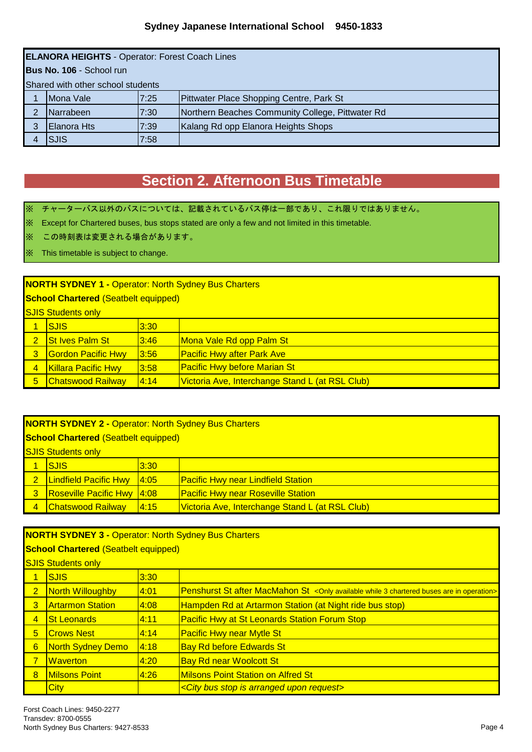**Sydney Japanese International School 9450-1833**

| **ELANORA HEIGHTS** - Operator: Forest Coach Lines | | | |
|---|---|---|---|
| **Bus No. 106** - School run | | | |
| Shared with other school students | | | |
| 1 | Mona Vale | 7:25 | Pittwater Place Shopping Centre, Park St |
| 2 | Narrabeen | 7:30 | Northern Beaches Community College, Pittwater Rd |
| 3 | Elanora Hts | 7:39 | Kalang Rd opp Elanora Heights Shops |
| 4 | SJIS | 7:58 | |

## Section 2. Afternoon Bus Timetable

※ チャーターバス以外のバスについては、記載されているバス停は一部であり、これ限りではありません。

※ Except for Chartered buses, bus stops stated are only a few and not limited in this timetable.

※ この時刻表は変更される場合があります。

※ This timetable is subject to change.

| **NORTH SYDNEY 1 -** Operator: North Sydney Bus Charters | | | |
|---|---|---|---|
| **School Chartered** (Seatbelt equipped) | | | |
| SJIS Students only | | | |
| 1 | SJIS | 3:30 | |
| 2 | St Ives Palm St | 3:46 | Mona Vale Rd opp Palm St |
| 3 | Gordon Pacific Hwy | 3:56 | Pacific Hwy after Park Ave |
| 4 | Killara Pacific Hwy | 3:58 | Pacific Hwy before Marian St |
| 5 | Chatswood Railway | 4:14 | Victoria Ave, Interchange Stand L (at RSL Club) |

| **NORTH SYDNEY 2 -** Operator: North Sydney Bus Charters | | | |
|---|---|---|---|
| **School Chartered** (Seatbelt equipped) | | | |
| SJIS Students only | | | |
| 1 | SJIS | 3:30 | |
| 2 | Lindfield Pacific Hwy | 4:05 | Pacific Hwy near Lindfield Station |
| 3 | Roseville Pacific Hwy | 4:08 | Pacific Hwy near Roseville Station |
| 4 | Chatswood Railway | 4:15 | Victoria Ave, Interchange Stand L (at RSL Club) |

| **NORTH SYDNEY 3 -** Operator: North Sydney Bus Charters | | | |
|---|---|---|---|
| **School Chartered** (Seatbelt equipped) | | | |
| SJIS Students only | | | |
| 1 | SJIS | 3:30 | |
| 2 | North Willoughby | 4:01 | Penshurst St after MacMahon St <Only available while 3 chartered buses are in operation> |
| 3 | Artarmon Station | 4:08 | Hampden Rd at Artarmon Station (at Night ride bus stop) |
| 4 | St Leonards | 4:11 | Pacific Hwy at St Leonards Station Forum Stop |
| 5 | Crows Nest | 4:14 | Pacific Hwy near Mytle St |
| 6 | North Sydney Demo | 4:18 | Bay Rd before Edwards St |
| 7 | Waverton | 4:20 | Bay Rd near Woolcott St |
| 8 | Milsons Point | 4:26 | Milsons Point Station on Alfred St |
| | City | | *<City bus stop is arranged upon request>* |

Forst Coach Lines: 9450-2277
Transdev: 8700-0555
North Sydney Bus Charters: 9427-8533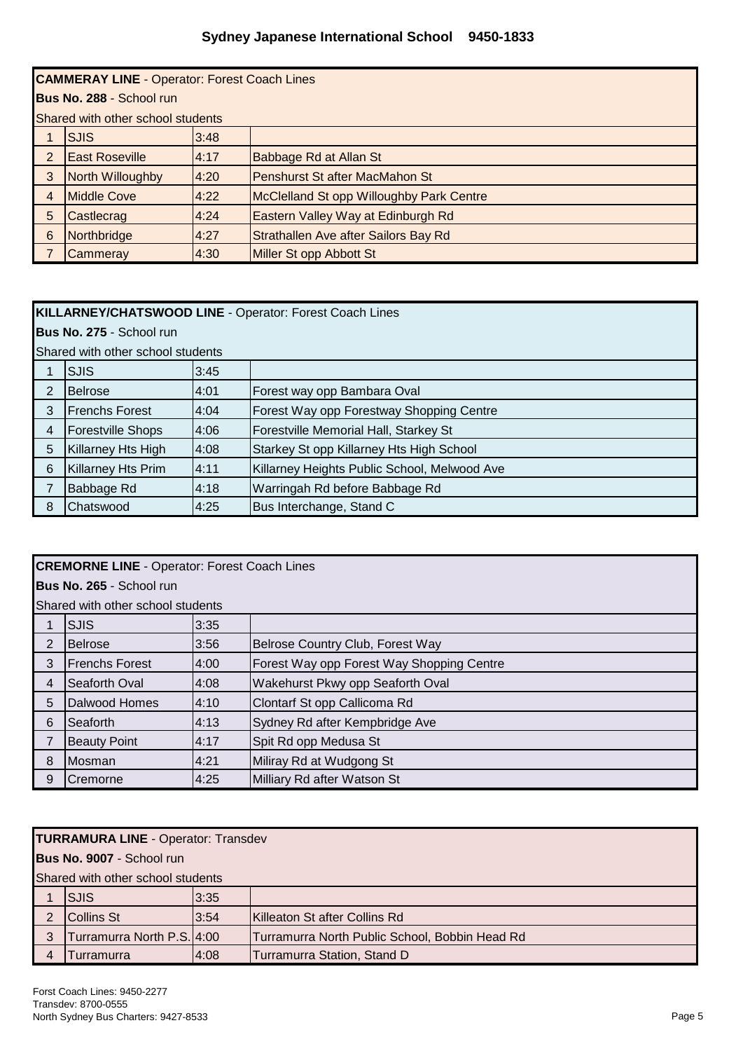# Sydney Japanese International School 9450-1833

| **CAMMERAY LINE** - Operator: Forest Coach Lines | | | |
|---|---|---|---|
| **Bus No. 288** - School run | | | |
| Shared with other school students | | | |
| 1 | SJIS | 3:48 | |
| 2 | East Roseville | 4:17 | Babbage Rd at Allan St |
| 3 | North Willoughby | 4:20 | Penshurst St after MacMahon St |
| 4 | Middle Cove | 4:22 | McClelland St opp Willoughby Park Centre |
| 5 | Castlecrag | 4:24 | Eastern Valley Way at Edinburgh Rd |
| 6 | Northbridge | 4:27 | Strathallen Ave after Sailors Bay Rd |
| 7 | Cammeray | 4:30 | Miller St opp Abbott St |

| **KILLARNEY/CHATSWOOD LINE** - Operator: Forest Coach Lines | | | |
|---|---|---|---|
| **Bus No. 275** - School run | | | |
| Shared with other school students | | | |
| 1 | SJIS | 3:45 | |
| 2 | Belrose | 4:01 | Forest way opp Bambara Oval |
| 3 | Frenchs Forest | 4:04 | Forest Way opp Forestway Shopping Centre |
| 4 | Forestville Shops | 4:06 | Forestville Memorial Hall, Starkey St |
| 5 | Killarney Hts High | 4:08 | Starkey St opp Killarney Hts High School |
| 6 | Killarney Hts Prim | 4:11 | Killarney Heights Public School, Melwood Ave |
| 7 | Babbage Rd | 4:18 | Warringah Rd before Babbage Rd |
| 8 | Chatswood | 4:25 | Bus Interchange, Stand C |

| **CREMORNE LINE** - Operator: Forest Coach Lines | | | |
|---|---|---|---|
| **Bus No. 265** - School run | | | |
| Shared with other school students | | | |
| 1 | SJIS | 3:35 | |
| 2 | Belrose | 3:56 | Belrose Country Club, Forest Way |
| 3 | Frenchs Forest | 4:00 | Forest Way opp Forest Way Shopping Centre |
| 4 | Seaforth Oval | 4:08 | Wakehurst Pkwy opp Seaforth Oval |
| 5 | Dalwood Homes | 4:10 | Clontarf St opp Callicoma Rd |
| 6 | Seaforth | 4:13 | Sydney Rd after Kempbridge Ave |
| 7 | Beauty Point | 4:17 | Spit Rd opp Medusa St |
| 8 | Mosman | 4:21 | Miliray Rd at Wudgong St |
| 9 | Cremorne | 4:25 | Milliary Rd after Watson St |

| **TURRAMURA LINE** - Operator: Transdev | | | |
|---|---|---|---|
| **Bus No. 9007** - School run | | | |
| Shared with other school students | | | |
| 1 | SJIS | 3:35 | |
| 2 | Collins St | 3:54 | Killeaton St after Collins Rd |
| 3 | Turramurra North P.S. | 4:00 | Turramurra North Public School, Bobbin Head Rd |
| 4 | Turramurra | 4:08 | Turramurra Station, Stand D |

Forst Coach Lines: 9450-2277
Transdev: 8700-0555
North Sydney Bus Charters: 9427-8533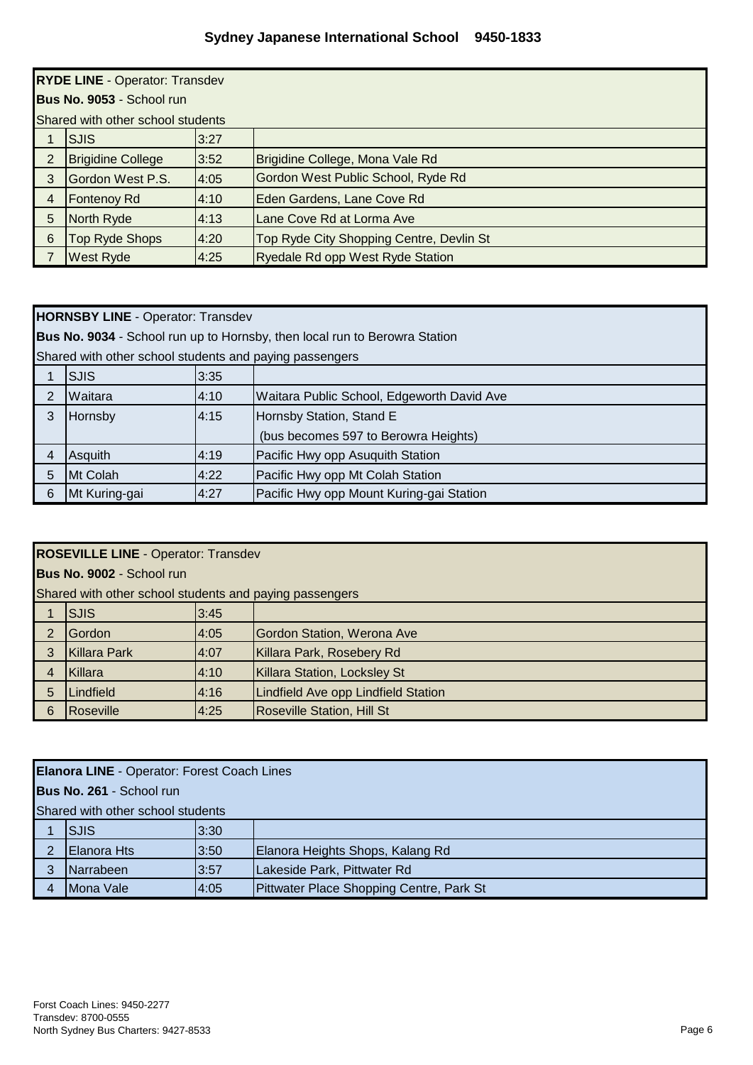# Sydney Japanese International School 9450-1833

**RYDE LINE** - Operator: Transdev

**Bus No. 9053** - School run

Shared with other school students

| | | | |
|---|---|---|---|
| 1 | SJIS | 3:27 | |
| 2 | Brigidine College | 3:52 | Brigidine College, Mona Vale Rd |
| 3 | Gordon West P.S. | 4:05 | Gordon West Public School, Ryde Rd |
| 4 | Fontenoy Rd | 4:10 | Eden Gardens, Lane Cove Rd |
| 5 | North Ryde | 4:13 | Lane Cove Rd at Lorma Ave |
| 6 | Top Ryde Shops | 4:20 | Top Ryde City Shopping Centre, Devlin St |
| 7 | West Ryde | 4:25 | Ryedale Rd opp West Ryde Station |

**HORNSBY LINE** - Operator: Transdev

**Bus No. 9034** - School run up to Hornsby, then local run to Berowra Station

Shared with other school students and paying passengers

| | | | |
|---|---|---|---|
| 1 | SJIS | 3:35 | |
| 2 | Waitara | 4:10 | Waitara Public School, Edgeworth David Ave |
| 3 | Hornsby | 4:15 | Hornsby Station, Stand E (bus becomes 597 to Berowra Heights) |
| 4 | Asquith | 4:19 | Pacific Hwy opp Asuquith Station |
| 5 | Mt Colah | 4:22 | Pacific Hwy opp Mt Colah Station |
| 6 | Mt Kuring-gai | 4:27 | Pacific Hwy opp Mount Kuring-gai Station |

**ROSEVILLE LINE** - Operator: Transdev

**Bus No. 9002** - School run

Shared with other school students and paying passengers

| | | | |
|---|---|---|---|
| 1 | SJIS | 3:45 | |
| 2 | Gordon | 4:05 | Gordon Station, Werona Ave |
| 3 | Killara Park | 4:07 | Killara Park, Rosebery Rd |
| 4 | Killara | 4:10 | Killara Station, Locksley St |
| 5 | Lindfield | 4:16 | Lindfield Ave opp Lindfield Station |
| 6 | Roseville | 4:25 | Roseville Station, Hill St |

**Elanora LINE** - Operator: Forest Coach Lines

**Bus No. 261** - School run

Shared with other school students

| | | | |
|---|---|---|---|
| 1 | SJIS | 3:30 | |
| 2 | Elanora Hts | 3:50 | Elanora Heights Shops, Kalang Rd |
| 3 | Narrabeen | 3:57 | Lakeside Park, Pittwater Rd |
| 4 | Mona Vale | 4:05 | Pittwater Place Shopping Centre, Park St |

Forst Coach Lines: 9450-2277
Transdev: 8700-0555
North Sydney Bus Charters: 9427-8533